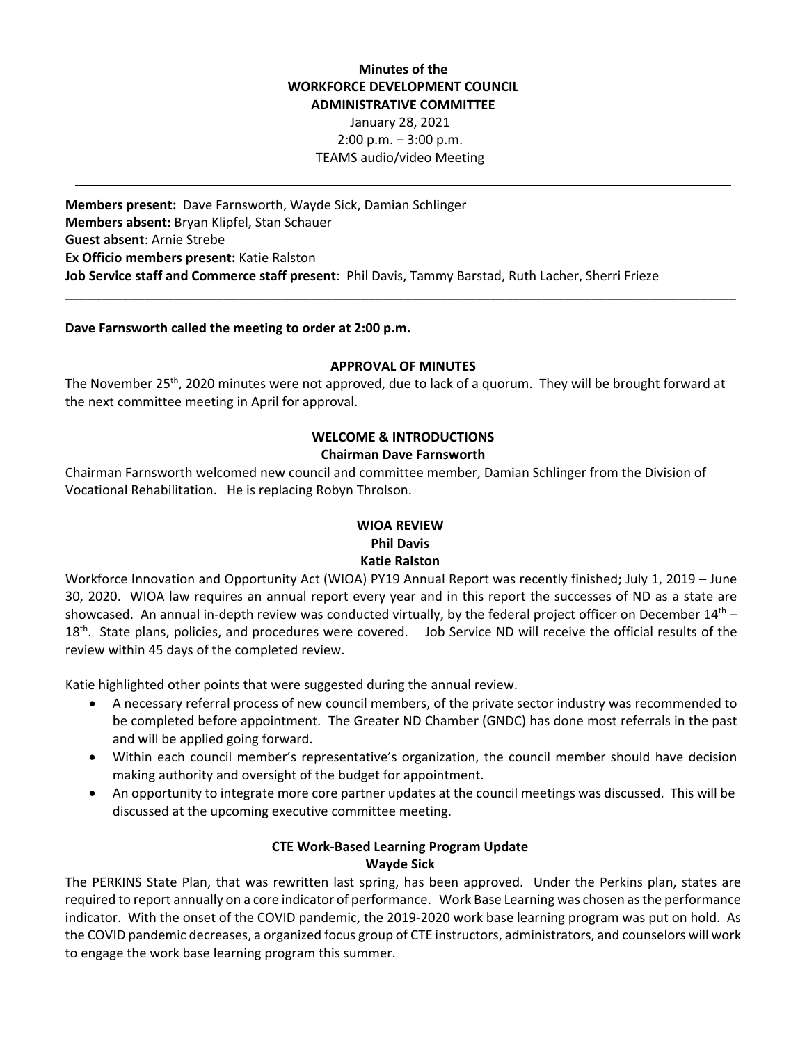**Minutes of the**
**WORKFORCE DEVELOPMENT COUNCIL**
**ADMINISTRATIVE COMMITTEE**
January 28, 2021
2:00 p.m. – 3:00 p.m.
TEAMS audio/video Meeting

---

**Members present:** Dave Farnsworth, Wayde Sick, Damian Schlinger
**Members absent:** Bryan Klipfel, Stan Schauer
**Guest absent**: Arnie Strebe
**Ex Officio members present:** Katie Ralston
**Job Service staff and Commerce staff present**: Phil Davis, Tammy Barstad, Ruth Lacher, Sherri Frieze

---

**Dave Farnsworth called the meeting to order at 2:00 p.m.**

## APPROVAL OF MINUTES

The November 25th, 2020 minutes were not approved, due to lack of a quorum. They will be brought forward at the next committee meeting in April for approval.

## WELCOME & INTRODUCTIONS
**Chairman Dave Farnsworth**

Chairman Farnsworth welcomed new council and committee member, Damian Schlinger from the Division of Vocational Rehabilitation. He is replacing Robyn Throlson.

## WIOA REVIEW
**Phil Davis**
**Katie Ralston**

Workforce Innovation and Opportunity Act (WIOA) PY19 Annual Report was recently finished; July 1, 2019 – June 30, 2020. WIOA law requires an annual report every year and in this report the successes of ND as a state are showcased. An annual in-depth review was conducted virtually, by the federal project officer on December 14th – 18th. State plans, policies, and procedures were covered. Job Service ND will receive the official results of the review within 45 days of the completed review.

Katie highlighted other points that were suggested during the annual review.

- A necessary referral process of new council members, of the private sector industry was recommended to be completed before appointment. The Greater ND Chamber (GNDC) has done most referrals in the past and will be applied going forward.
- Within each council member's representative's organization, the council member should have decision making authority and oversight of the budget for appointment.
- An opportunity to integrate more core partner updates at the council meetings was discussed. This will be discussed at the upcoming executive committee meeting.

## CTE Work-Based Learning Program Update
**Wayde Sick**

The PERKINS State Plan, that was rewritten last spring, has been approved. Under the Perkins plan, states are required to report annually on a core indicator of performance. Work Base Learning was chosen as the performance indicator. With the onset of the COVID pandemic, the 2019-2020 work base learning program was put on hold. As the COVID pandemic decreases, a organized focus group of CTE instructors, administrators, and counselors will work to engage the work base learning program this summer.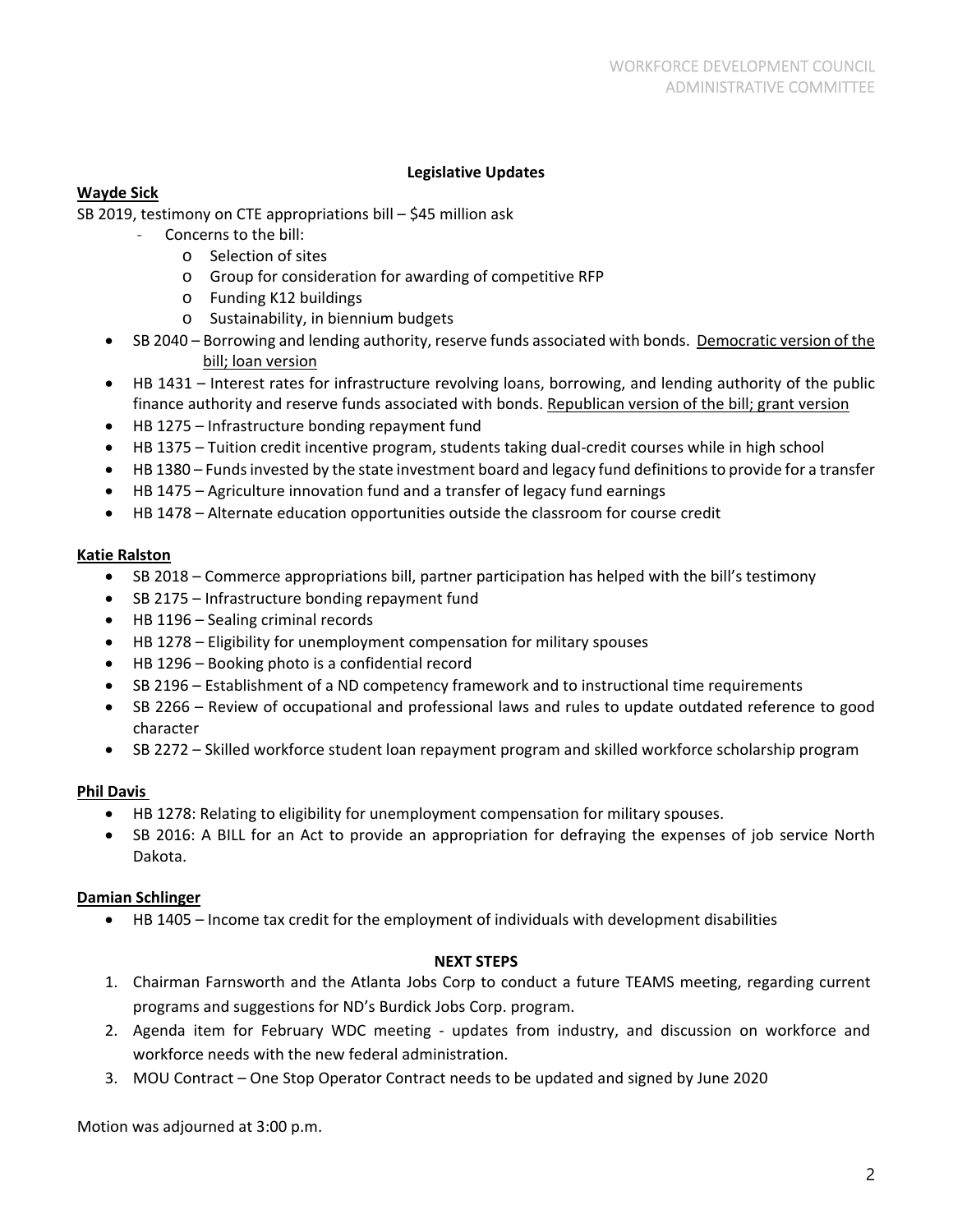**Legislative Updates**

**Wayde Sick**

SB 2019, testimony on CTE appropriations bill – $45 million ask

- Concerns to the bill:
  - Selection of sites
  - Group for consideration for awarding of competitive RFP
  - Funding K12 buildings
  - Sustainability, in biennium budgets
- SB 2040 – Borrowing and lending authority, reserve funds associated with bonds. Democratic version of the bill; loan version
- HB 1431 – Interest rates for infrastructure revolving loans, borrowing, and lending authority of the public finance authority and reserve funds associated with bonds. Republican version of the bill; grant version
- HB 1275 – Infrastructure bonding repayment fund
- HB 1375 – Tuition credit incentive program, students taking dual-credit courses while in high school
- HB 1380 – Funds invested by the state investment board and legacy fund definitions to provide for a transfer
- HB 1475 – Agriculture innovation fund and a transfer of legacy fund earnings
- HB 1478 – Alternate education opportunities outside the classroom for course credit

**Katie Ralston**

- SB 2018 – Commerce appropriations bill, partner participation has helped with the bill's testimony
- SB 2175 – Infrastructure bonding repayment fund
- HB 1196 – Sealing criminal records
- HB 1278 – Eligibility for unemployment compensation for military spouses
- HB 1296 – Booking photo is a confidential record
- SB 2196 – Establishment of a ND competency framework and to instructional time requirements
- SB 2266 – Review of occupational and professional laws and rules to update outdated reference to good character
- SB 2272 – Skilled workforce student loan repayment program and skilled workforce scholarship program

**Phil Davis**

- HB 1278: Relating to eligibility for unemployment compensation for military spouses.
- SB 2016: A BILL for an Act to provide an appropriation for defraying the expenses of job service North Dakota.

**Damian Schlinger**

- HB 1405 – Income tax credit for the employment of individuals with development disabilities

**NEXT STEPS**

1. Chairman Farnsworth and the Atlanta Jobs Corp to conduct a future TEAMS meeting, regarding current programs and suggestions for ND's Burdick Jobs Corp. program.
2. Agenda item for February WDC meeting - updates from industry, and discussion on workforce and workforce needs with the new federal administration.
3. MOU Contract – One Stop Operator Contract needs to be updated and signed by June 2020

Motion was adjourned at 3:00 p.m.